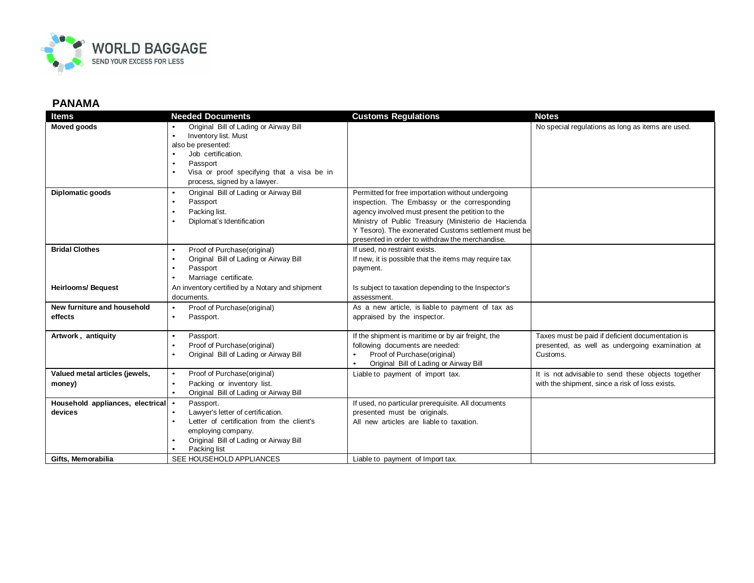# WORLD BAGGAGE

SEND YOUR EXCESS FOR LESS

## PANAMA

| Items | Needed Documents | Customs Regulations | Notes |
|---|---|---|---|
| **Moved goods** | • Original Bill of Lading or Airway Bill<br>• Inventory list. Must also be presented:<br>• Job certification.<br>• Passport<br>• Visa or proof specifying that a visa be in process, signed by a lawyer. | | No special regulations as long as items are used. |
| **Diplomatic goods** | • Original Bill of Lading or Airway Bill<br>• Passport<br>• Packing list.<br>• Diplomat's Identification | Permitted for free importation without undergoing inspection. The Embassy or the corresponding agency involved must present the petition to the Ministry of Public Treasury (Ministerio de Hacienda Y Tesoro). The exonerated Customs settlement must be presented in order to withdraw the merchandise. | |
| **Bridal Clothes** | • Proof of Purchase(original)<br>• Original Bill of Lading or Airway Bill<br>• Passport<br>• Marriage certificate. | If used, no restraint exists.<br>If new, it is possible that the items may require tax payment. | |
| **Heirlooms/ Bequest** | An inventory certified by a Notary and shipment documents. | Is subject to taxation depending to the Inspector's assessment. | |
| **New furniture and household effects** | • Proof of Purchase(original)<br>• Passport. | As a new article, is liable to payment of tax as appraised by the inspector. | |
| **Artwork , antiquity** | • Passport.<br>• Proof of Purchase(original)<br>• Original Bill of Lading or Airway Bill | If the shipment is maritime or by air freight, the following documents are needed:<br>• Proof of Purchase(original)<br>• Original Bill of Lading or Airway Bill | Taxes must be paid if deficient documentation is presented, as well as undergoing examination at Customs. |
| **Valued metal articles (jewels, money)** | • Proof of Purchase(original)<br>• Packing or inventory list.<br>• Original Bill of Lading or Airway Bill | Liable to payment of import tax. | It is not advisable to send these objects together with the shipment, since a risk of loss exists. |
| **Household appliances, electrical devices** | • Passport.<br>• Lawyer's letter of certification.<br>• Letter of certification from the client's employing company.<br>• Original Bill of Lading or Airway Bill<br>• Packing list | If used, no particular prerequisite. All documents presented must be originals.<br>All new articles are liable to taxation. | |
| **Gifts, Memorabilia** | SEE HOUSEHOLD APPLIANCES | Liable to payment of Import tax. | |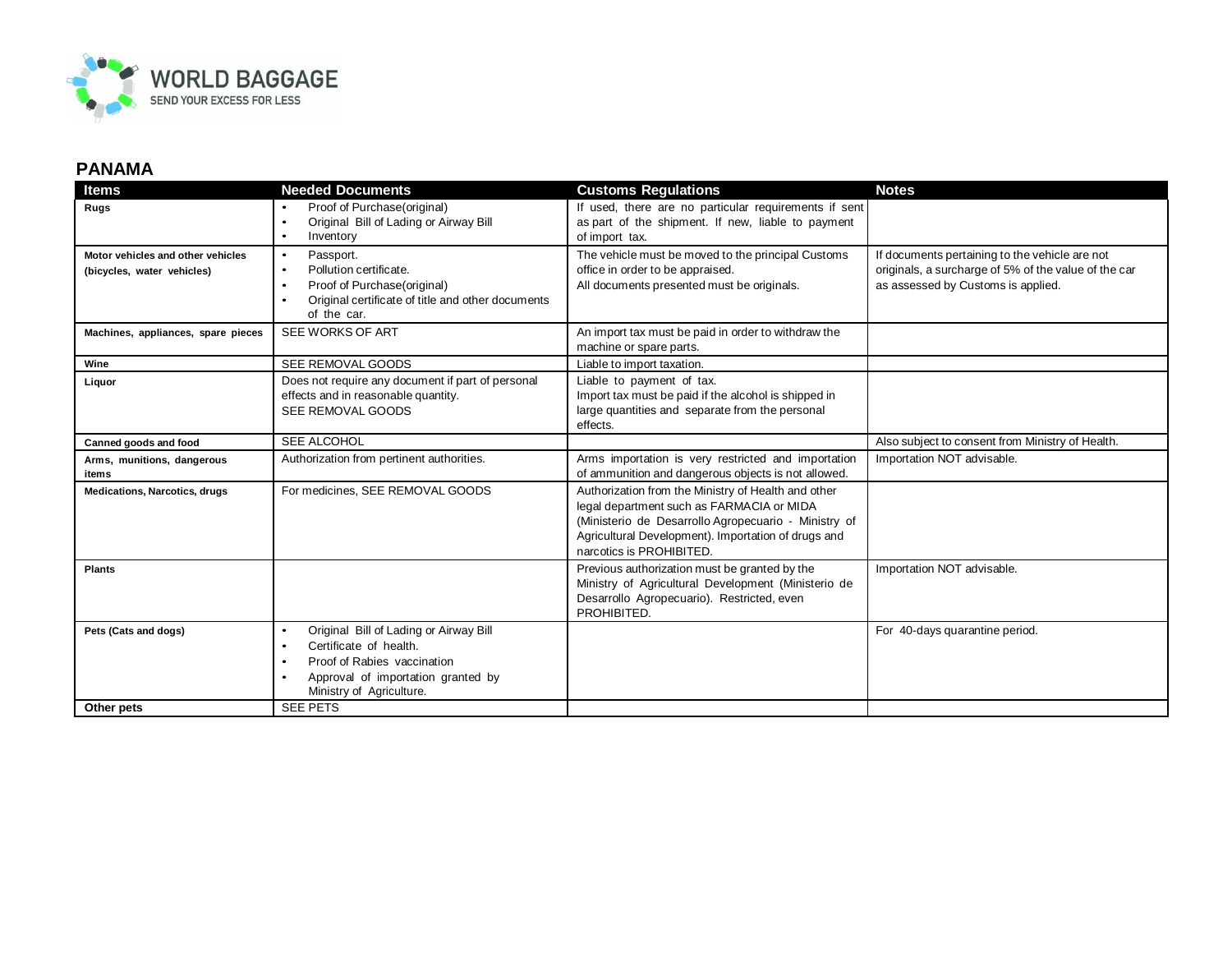## PANAMA

| Items | Needed Documents | Customs Regulations | Notes |
|---|---|---|---|
| **Rugs** | • Proof of Purchase(original)<br>• Original Bill of Lading or Airway Bill<br>• Inventory | If used, there are no particular requirements if sent as part of the shipment. If new, liable to payment of import tax. | |
| **Motor vehicles and other vehicles (bicycles, water vehicles)** | • Passport.<br>• Pollution certificate.<br>• Proof of Purchase(original)<br>• Original certificate of title and other documents of the car. | The vehicle must be moved to the principal Customs office in order to be appraised.<br>All documents presented must be originals. | If documents pertaining to the vehicle are not originals, a surcharge of 5% of the value of the car as assessed by Customs is applied. |
| **Machines, appliances, spare pieces** | SEE WORKS OF ART | An import tax must be paid in order to withdraw the machine or spare parts. | |
| **Wine** | SEE REMOVAL GOODS | Liable to import taxation. | |
| **Liquor** | Does not require any document if part of personal effects and in reasonable quantity.<br>SEE REMOVAL GOODS | Liable to payment of tax.<br>Import tax must be paid if the alcohol is shipped in large quantities and separate from the personal effects. | |
| **Canned goods and food** | SEE ALCOHOL | | Also subject to consent from Ministry of Health. |
| **Arms, munitions, dangerous items** | Authorization from pertinent authorities. | Arms importation is very restricted and importation of ammunition and dangerous objects is not allowed. | Importation NOT advisable. |
| **Medications, Narcotics, drugs** | For medicines, SEE REMOVAL GOODS | Authorization from the Ministry of Health and other legal department such as FARMACIA or MIDA (Ministerio de Desarrollo Agropecuario - Ministry of Agricultural Development). Importation of drugs and narcotics is PROHIBITED. | |
| **Plants** | | Previous authorization must be granted by the Ministry of Agricultural Development (Ministerio de Desarrollo Agropecuario). Restricted, even PROHIBITED. | Importation NOT advisable. |
| **Pets (Cats and dogs)** | • Original Bill of Lading or Airway Bill<br>• Certificate of health.<br>• Proof of Rabies vaccination<br>• Approval of importation granted by Ministry of Agriculture. | | For 40-days quarantine period. |
| **Other pets** | SEE PETS | | |